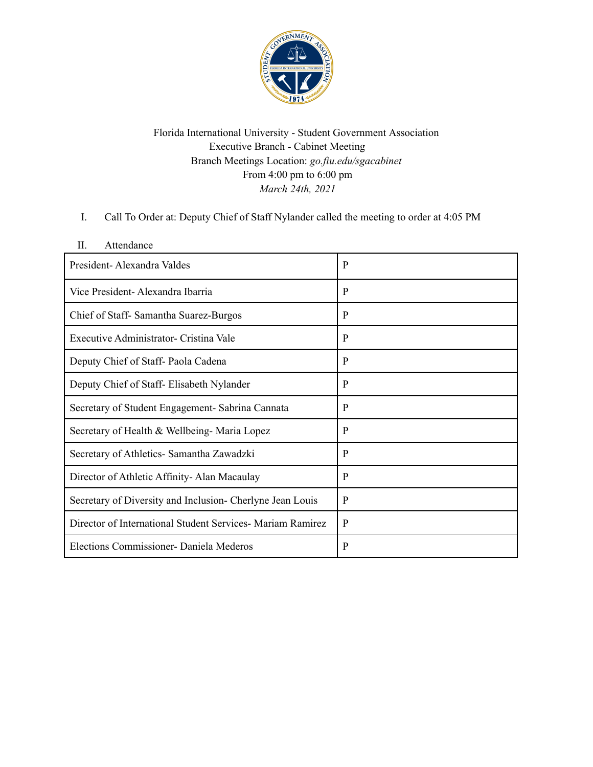Florida International University - Student Government Association
Executive Branch - Cabinet Meeting
Branch Meetings Location: *go.fiu.edu/sgacabinet*
From 4:00 pm to 6:00 pm
*March 24th, 2021*

I. Call To Order at: Deputy Chief of Staff Nylander called the meeting to order at 4:05 PM

II. Attendance

| President- Alexandra Valdes | P |
|---|---|
| Vice President- Alexandra Ibarria | P |
| Chief of Staff- Samantha Suarez-Burgos | P |
| Executive Administrator- Cristina Vale | P |
| Deputy Chief of Staff- Paola Cadena | P |
| Deputy Chief of Staff- Elisabeth Nylander | P |
| Secretary of Student Engagement- Sabrina Cannata | P |
| Secretary of Health & Wellbeing- Maria Lopez | P |
| Secretary of Athletics- Samantha Zawadzki | P |
| Director of Athletic Affinity- Alan Macaulay | P |
| Secretary of Diversity and Inclusion- Cherlyne Jean Louis | P |
| Director of International Student Services- Mariam Ramirez | P |
| Elections Commissioner- Daniela Mederos | P |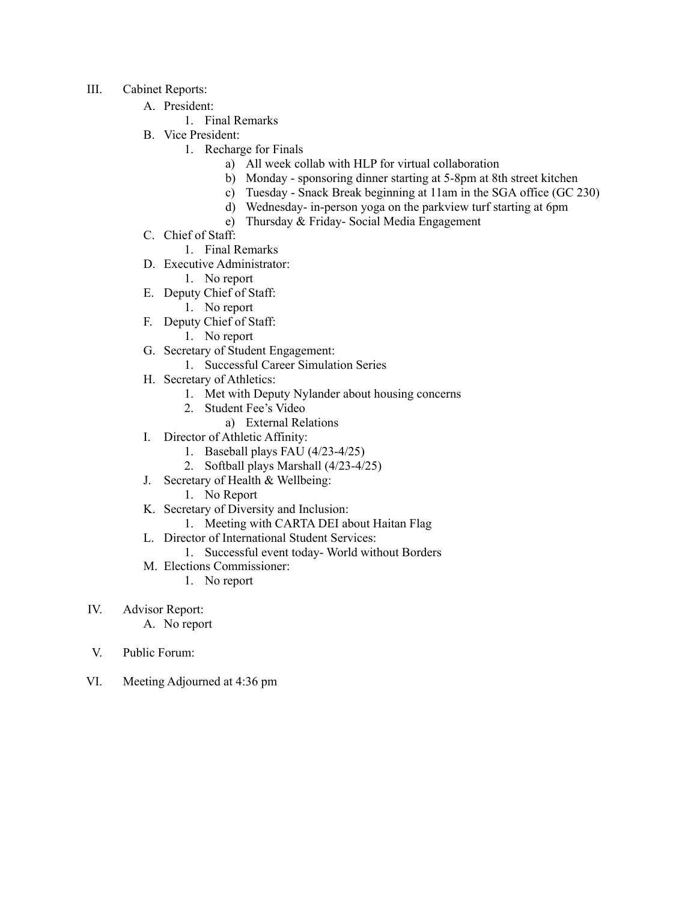III. Cabinet Reports:
   A. President:
      1. Final Remarks
   B. Vice President:
      1. Recharge for Finals
         a) All week collab with HLP for virtual collaboration
         b) Monday - sponsoring dinner starting at 5-8pm at 8th street kitchen
         c) Tuesday - Snack Break beginning at 11am in the SGA office (GC 230)
         d) Wednesday- in-person yoga on the parkview turf starting at 6pm
         e) Thursday & Friday- Social Media Engagement
   C. Chief of Staff:
      1. Final Remarks
   D. Executive Administrator:
      1. No report
   E. Deputy Chief of Staff:
      1. No report
   F. Deputy Chief of Staff:
      1. No report
   G. Secretary of Student Engagement:
      1. Successful Career Simulation Series
   H. Secretary of Athletics:
      1. Met with Deputy Nylander about housing concerns
      2. Student Fee's Video
         a) External Relations
   I. Director of Athletic Affinity:
      1. Baseball plays FAU (4/23-4/25)
      2. Softball plays Marshall (4/23-4/25)
   J. Secretary of Health & Wellbeing:
      1. No Report
   K. Secretary of Diversity and Inclusion:
      1. Meeting with CARTA DEI about Haitan Flag
   L. Director of International Student Services:
      1. Successful event today- World without Borders
   M. Elections Commissioner:
      1. No report

IV. Advisor Report:
   A. No report

V. Public Forum:

VI. Meeting Adjourned at 4:36 pm